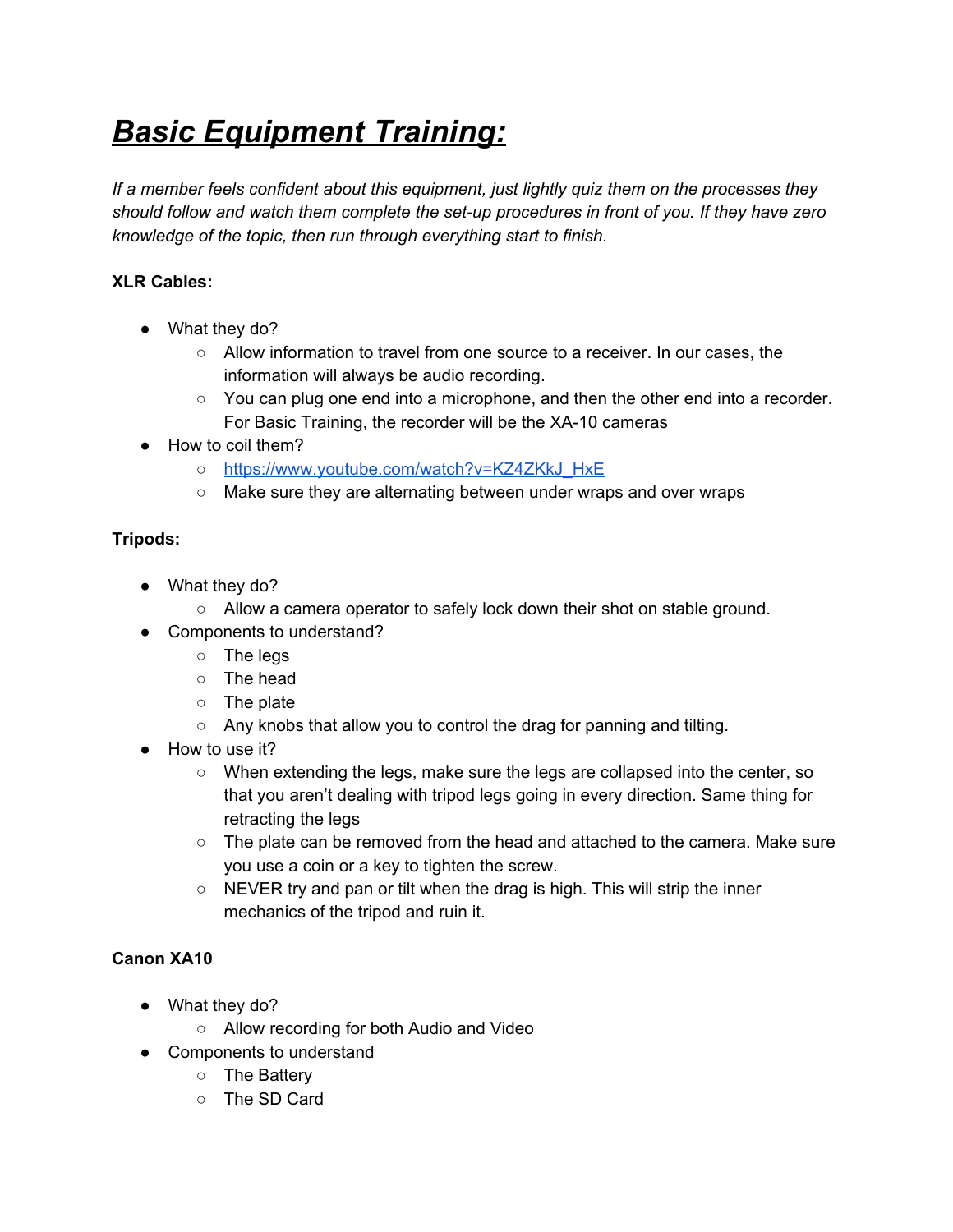# ***Basic Equipment Training:***

*If a member feels confident about this equipment, just lightly quiz them on the processes they should follow and watch them complete the set-up procedures in front of you. If they have zero knowledge of the topic, then run through everything start to finish.*

**XLR Cables:**

- What they do?
  - Allow information to travel from one source to a receiver. In our cases, the information will always be audio recording.
  - You can plug one end into a microphone, and then the other end into a recorder. For Basic Training, the recorder will be the XA-10 cameras
- How to coil them?
  - [https://www.youtube.com/watch?v=KZ4ZKkJ_HxE](https://www.youtube.com/watch?v=KZ4ZKkJ_HxE)
  - Make sure they are alternating between under wraps and over wraps

**Tripods:**

- What they do?
  - Allow a camera operator to safely lock down their shot on stable ground.
- Components to understand?
  - The legs
  - The head
  - The plate
  - Any knobs that allow you to control the drag for panning and tilting.
- How to use it?
  - When extending the legs, make sure the legs are collapsed into the center, so that you aren't dealing with tripod legs going in every direction. Same thing for retracting the legs
  - The plate can be removed from the head and attached to the camera. Make sure you use a coin or a key to tighten the screw.
  - NEVER try and pan or tilt when the drag is high. This will strip the inner mechanics of the tripod and ruin it.

**Canon XA10**

- What they do?
  - Allow recording for both Audio and Video
- Components to understand
  - The Battery
  - The SD Card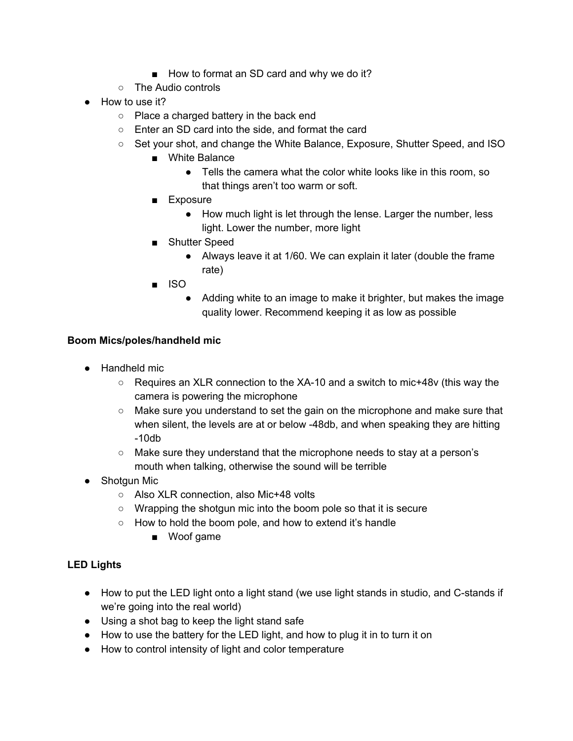- How to format an SD card and why we do it?
    - The Audio controls
- How to use it?
    - Place a charged battery in the back end
    - Enter an SD card into the side, and format the card
    - Set your shot, and change the White Balance, Exposure, Shutter Speed, and ISO
        - White Balance
            - Tells the camera what the color white looks like in this room, so that things aren't too warm or soft.
        - Exposure
            - How much light is let through the lense. Larger the number, less light. Lower the number, more light
        - Shutter Speed
            - Always leave it at 1/60. We can explain it later (double the frame rate)
        - ISO
            - Adding white to an image to make it brighter, but makes the image quality lower. Recommend keeping it as low as possible

**Boom Mics/poles/handheld mic**

- Handheld mic
    - Requires an XLR connection to the XA-10 and a switch to mic+48v (this way the camera is powering the microphone
    - Make sure you understand to set the gain on the microphone and make sure that when silent, the levels are at or below -48db, and when speaking they are hitting -10db
    - Make sure they understand that the microphone needs to stay at a person's mouth when talking, otherwise the sound will be terrible
- Shotgun Mic
    - Also XLR connection, also Mic+48 volts
    - Wrapping the shotgun mic into the boom pole so that it is secure
    - How to hold the boom pole, and how to extend it's handle
        - Woof game

**LED Lights**

- How to put the LED light onto a light stand (we use light stands in studio, and C-stands if we're going into the real world)
- Using a shot bag to keep the light stand safe
- How to use the battery for the LED light, and how to plug it in to turn it on
- How to control intensity of light and color temperature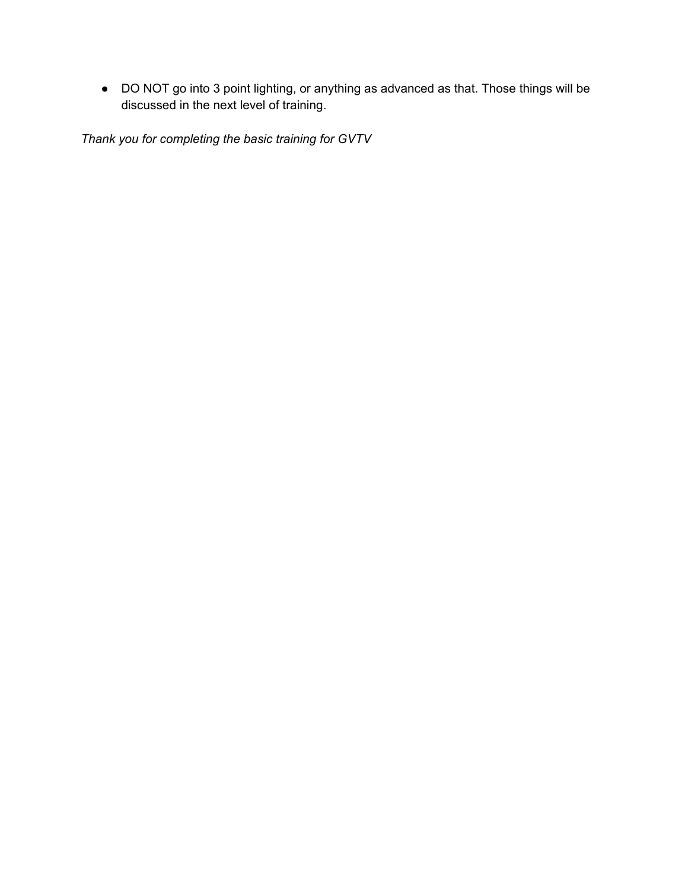- DO NOT go into 3 point lighting, or anything as advanced as that. Those things will be discussed in the next level of training.

*Thank you for completing the basic training for GVTV*